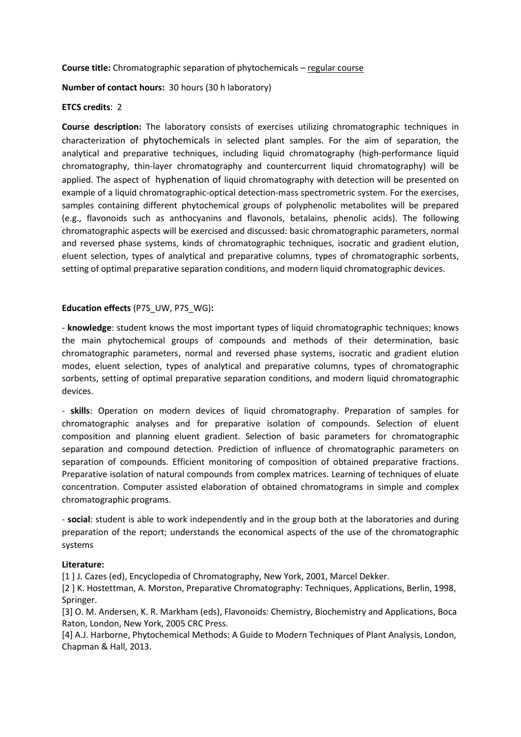**Course title:** Chromatographic separation of phytochemicals – regular course

**Number of contact hours:** 30 hours (30 h laboratory)

**ETCS credits**: 2

**Course description:** The laboratory consists of exercises utilizing chromatographic techniques in characterization of phytochemicals in selected plant samples. For the aim of separation, the analytical and preparative techniques, including liquid chromatography (high-performance liquid chromatography, thin-layer chromatography and countercurrent liquid chromatography) will be applied. The aspect of hyphenation of liquid chromatography with detection will be presented on example of a liquid chromatographic-optical detection-mass spectrometric system. For the exercises, samples containing different phytochemical groups of polyphenolic metabolites will be prepared (e.g., flavonoids such as anthocyanins and flavonols, betalains, phenolic acids). The following chromatographic aspects will be exercised and discussed: basic chromatographic parameters, normal and reversed phase systems, kinds of chromatographic techniques, isocratic and gradient elution, eluent selection, types of analytical and preparative columns, types of chromatographic sorbents, setting of optimal preparative separation conditions, and modern liquid chromatographic devices.

**Education effects** (P7S_UW, P7S_WG)**:**

- **knowledge**: student knows the most important types of liquid chromatographic techniques; knows the main phytochemical groups of compounds and methods of their determination, basic chromatographic parameters, normal and reversed phase systems, isocratic and gradient elution modes, eluent selection, types of analytical and preparative columns, types of chromatographic sorbents, setting of optimal preparative separation conditions, and modern liquid chromatographic devices.

- **skills**: Operation on modern devices of liquid chromatography. Preparation of samples for chromatographic analyses and for preparative isolation of compounds. Selection of eluent composition and planning eluent gradient. Selection of basic parameters for chromatographic separation and compound detection. Prediction of influence of chromatographic parameters on separation of compounds. Efficient monitoring of composition of obtained preparative fractions. Preparative isolation of natural compounds from complex matrices. Learning of techniques of eluate concentration. Computer assisted elaboration of obtained chromatograms in simple and complex chromatographic programs.

- **social**: student is able to work independently and in the group both at the laboratories and during preparation of the report; understands the economical aspects of the use of the chromatographic systems

**Literature:**

[1 ] J. Cazes (ed), Encyclopedia of Chromatography, New York, 2001, Marcel Dekker.

[2 ] K. Hostettman, A. Morston, Preparative Chromatography: Techniques, Applications, Berlin, 1998, Springer.

[3] O. M. Andersen, K. R. Markham (eds), Flavonoids: Chemistry, Biochemistry and Applications, Boca Raton, London, New York, 2005 CRC Press.

[4] A.J. Harborne, Phytochemical Methods: A Guide to Modern Techniques of Plant Analysis, London, Chapman & Hall, 2013.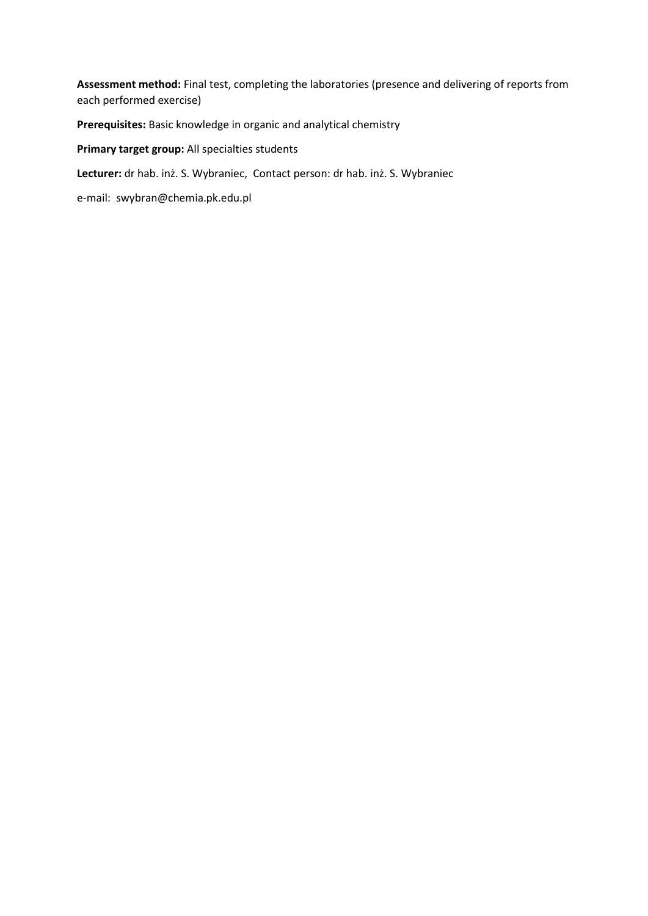**Assessment method:** Final test, completing the laboratories (presence and delivering of reports from each performed exercise)

**Prerequisites:** Basic knowledge in organic and analytical chemistry

**Primary target group:** All specialties students

**Lecturer:** dr hab. inż. S. Wybraniec, Contact person: dr hab. inż. S. Wybraniec

e-mail: swybran@chemia.pk.edu.pl